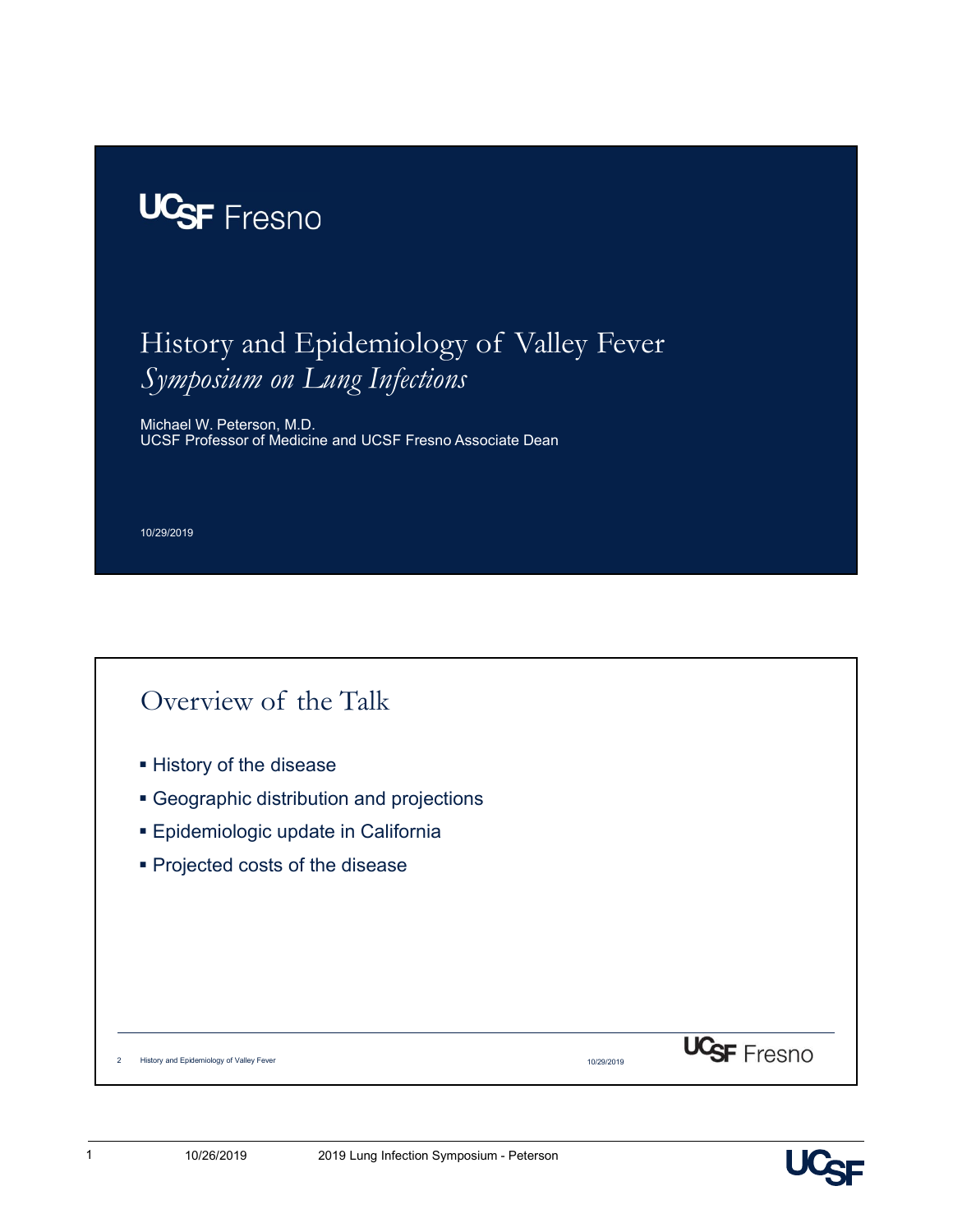UCSF Fresno

# History and Epidemiology of Valley Fever
*Symposium on Lung Infections*

Michael W. Peterson, M.D.
UCSF Professor of Medicine and UCSF Fresno Associate Dean

10/29/2019

## Overview of the Talk

- History of the disease
- Geographic distribution and projections
- Epidemiologic update in California
- Projected costs of the disease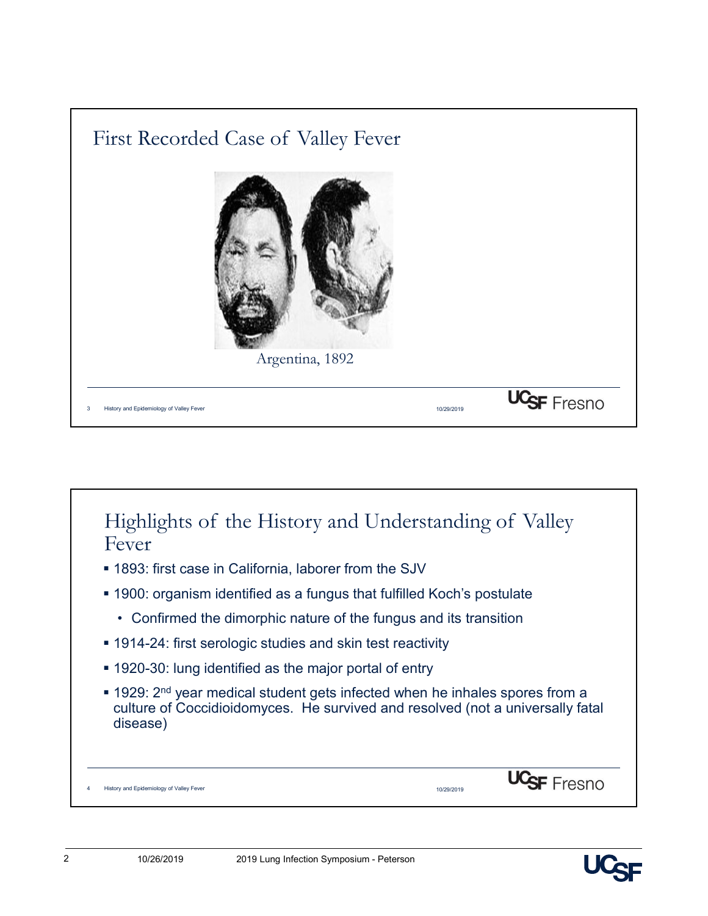## First Recorded Case of Valley Fever

Argentina, 1892

## Highlights of the History and Understanding of Valley Fever

- 1893: first case in California, laborer from the SJV
- 1900: organism identified as a fungus that fulfilled Koch's postulate
  - Confirmed the dimorphic nature of the fungus and its transition
- 1914-24: first serologic studies and skin test reactivity
- 1920-30: lung identified as the major portal of entry
- 1929: 2nd year medical student gets infected when he inhales spores from a culture of Coccidioidomyces. He survived and resolved (not a universally fatal disease)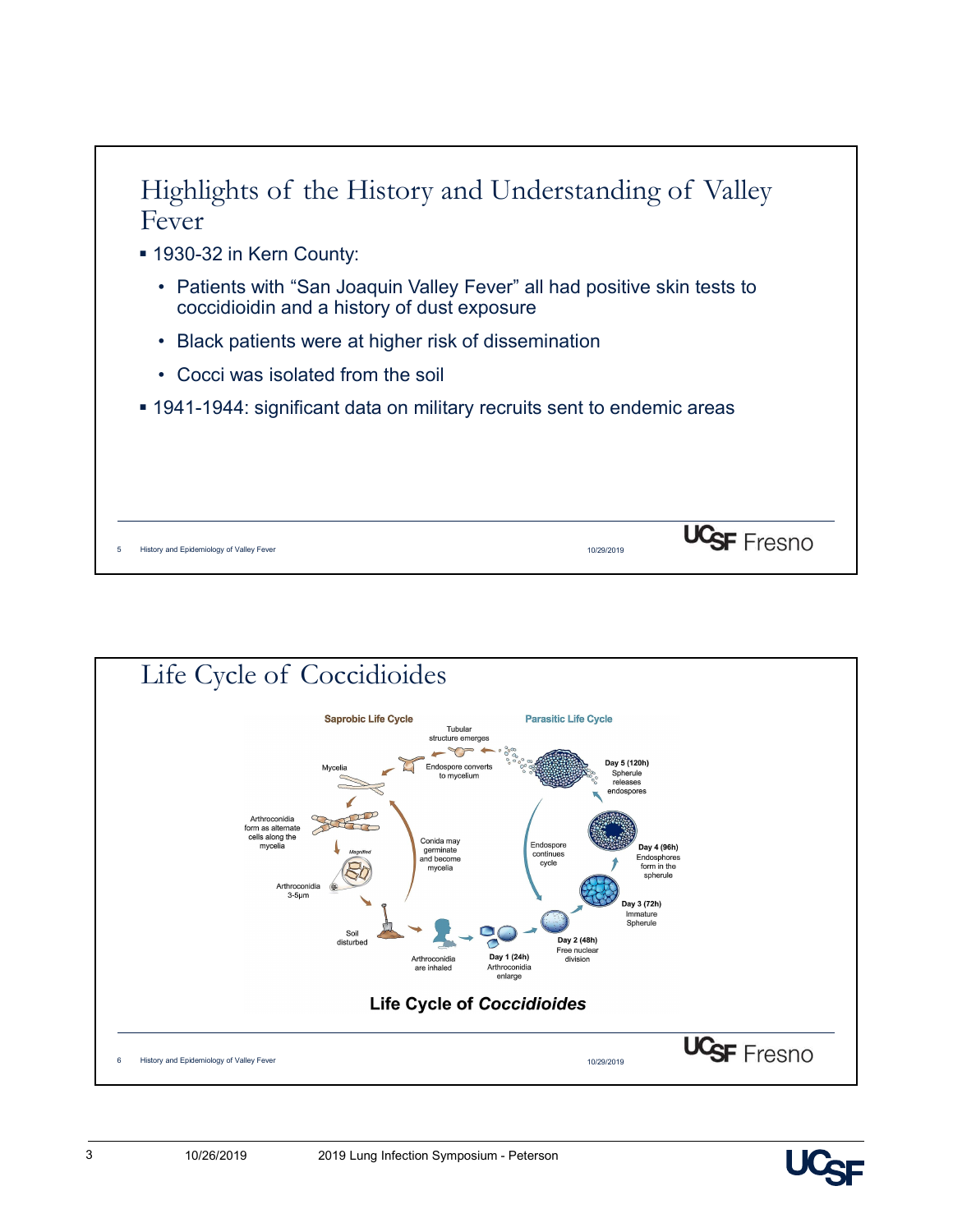## Highlights of the History and Understanding of Valley Fever

- 1930-32 in Kern County:
  - Patients with "San Joaquin Valley Fever" all had positive skin tests to coccidioidin and a history of dust exposure
  - Black patients were at higher risk of dissemination
  - Cocci was isolated from the soil
- 1941-1944: significant data on military recruits sent to endemic areas

## Life Cycle of Coccidioides

Saprobic Life Cycle

Parasitic Life Cycle

Tubular structure emerges

Mycelia

Endospore converts to mycelium

Day 5 (120h) Spherule releases endospores

Arthroconidia form as alternate cells along the mycelia

Conida may germinate and become mycelia

Endospore continues cycle

Day 4 (96h) Endosphores form in the spherule

Magnified

Arthroconidia 3-5µm

Day 3 (72h) Immature Spherule

Soil disturbed

Day 2 (48h) Free nuclear division

Arthroconidia are inhaled

Day 1 (24h) Arthroconidia enlarge

**Life Cycle of *Coccidioides***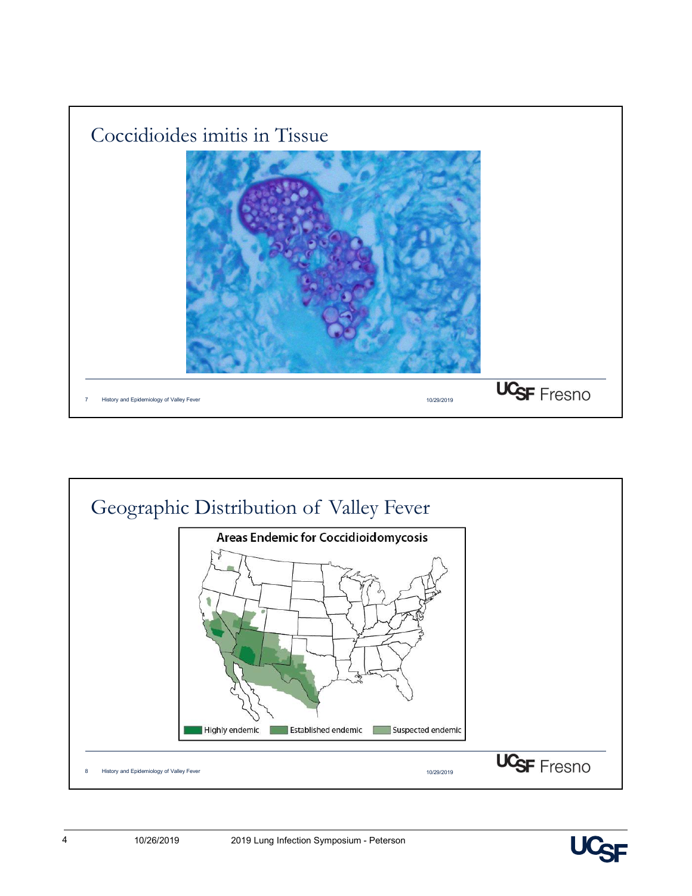## Coccidioides imitis in Tissue

## Geographic Distribution of Valley Fever

Areas Endemic for Coccidioidomycosis

Highly endemic

Established endemic

Suspected endemic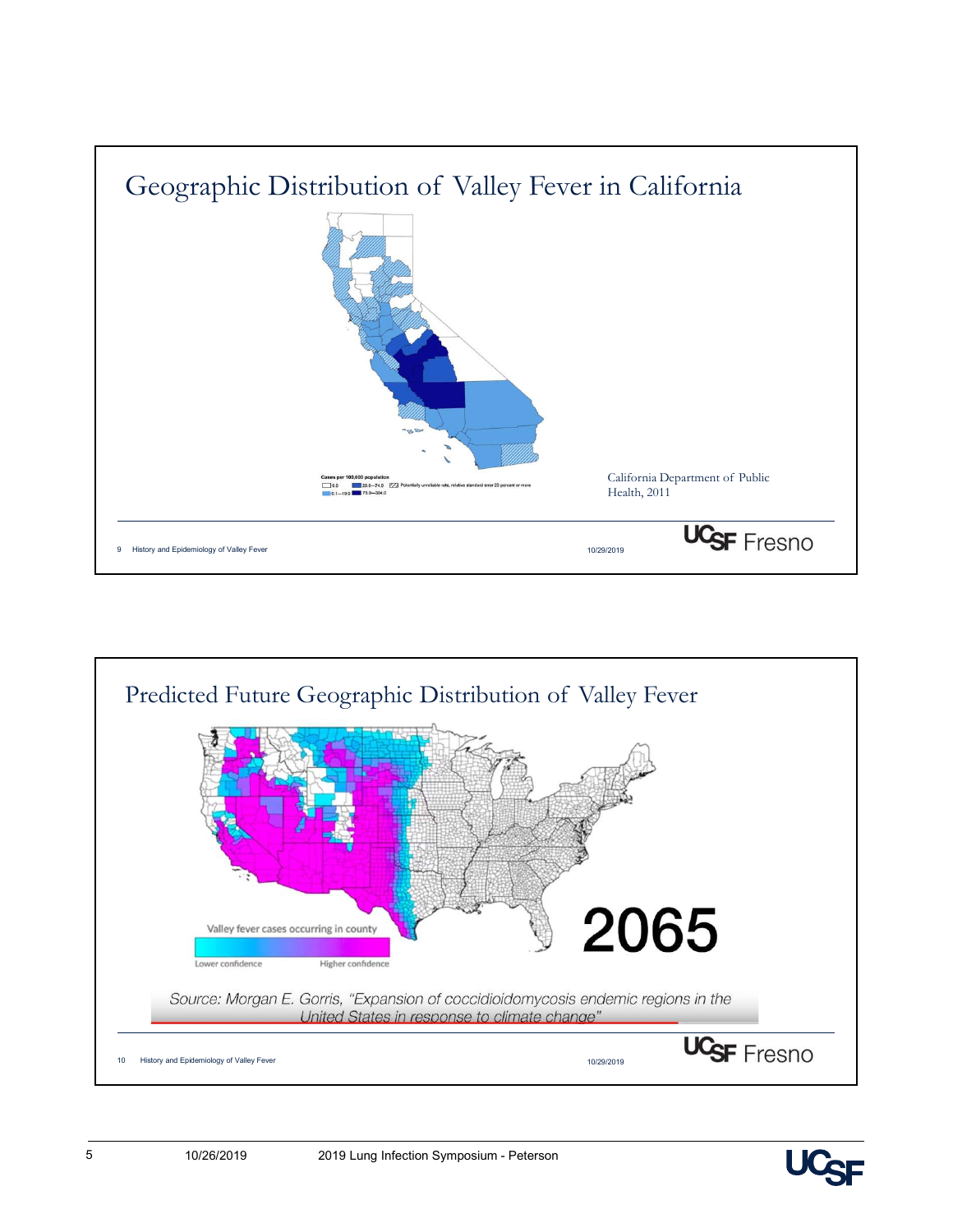## Geographic Distribution of Valley Fever in California

Cases per 100,000 population

0.0

0.1—19.9

20.0—74.9

75.0—304.0

Potentially unreliable rate, relative standard error 23 percent or more

California Department of Public Health, 2011

## Predicted Future Geographic Distribution of Valley Fever

Valley fever cases occurring in county

Lower confidence

Higher confidence

2065

*Source: Morgan E. Gorris, "Expansion of coccidioidomycosis endemic regions in the United States in response to climate change"*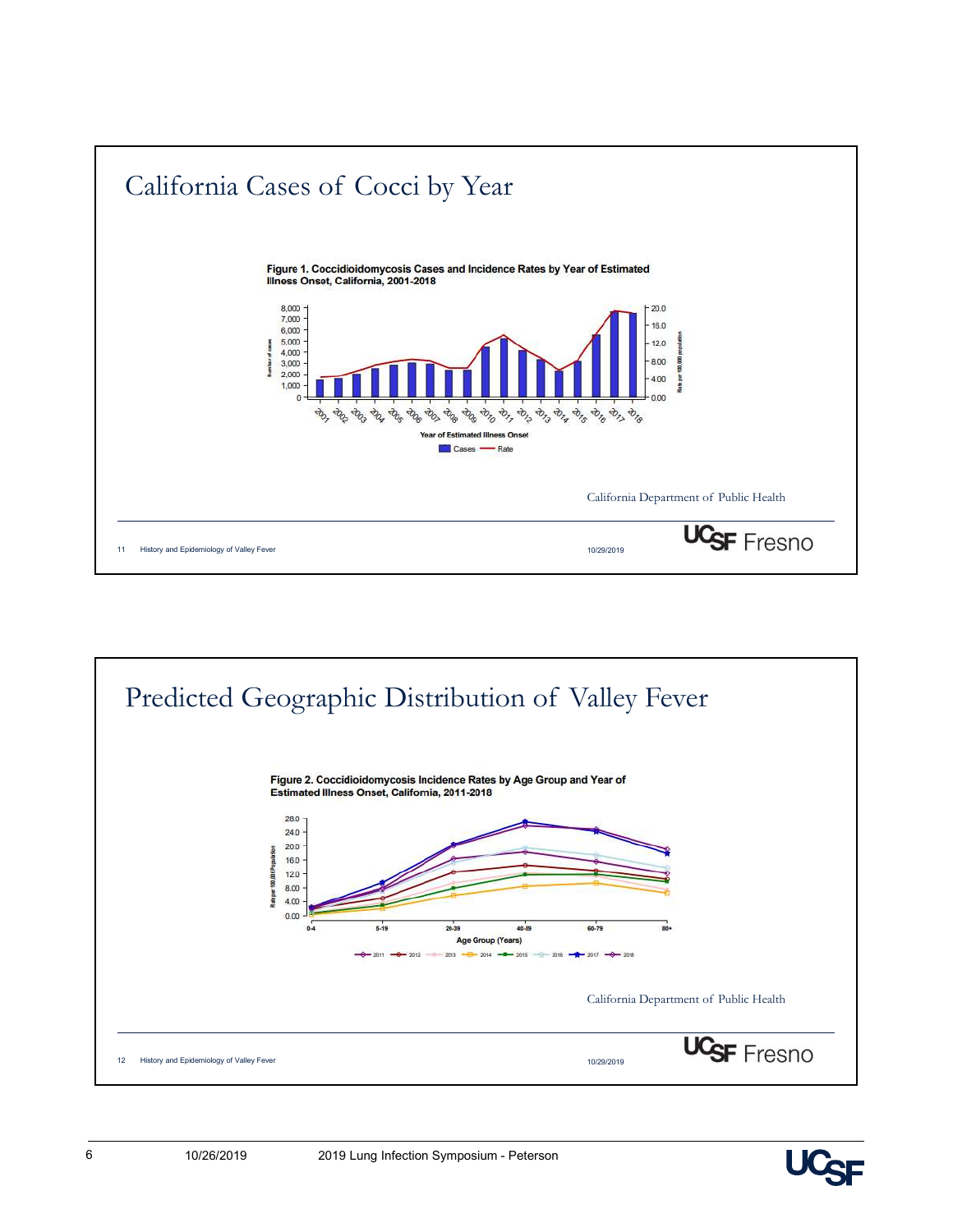## California Cases of Cocci by Year

**Figure 1. Coccidioidomycosis Cases and Incidence Rates by Year of Estimated Illness Onset, California, 2001-2018**

Number of cases
8,000
7,000
6,000
5,000
4,000
3,000
2,000
1,000
0

Rate per 100,000 population
20.0
16.0
12.0
8.00
4.00
0.00

2001 2002 2003 2004 2005 2006 2007 2008 2009 2010 2011 2012 2013 2014 2015 2016 2017 2018

Year of Estimated Illness Onset

Cases — Rate

California Department of Public Health

11 History and Epidemiology of Valley Fever 10/29/2019

## Predicted Geographic Distribution of Valley Fever

**Figure 2. Coccidioidomycosis Incidence Rates by Age Group and Year of Estimated Illness Onset, California, 2011-2018**

Rate per 100,000 Population
28.0
24.0
20.0
16.0
12.0
8.00
4.00
0.00

0-4 5-19 20-39 40-59 60-79 80+

Age Group (Years)

2011 2012 2013 2014 2015 2016 2017 2018

California Department of Public Health

12 History and Epidemiology of Valley Fever 10/29/2019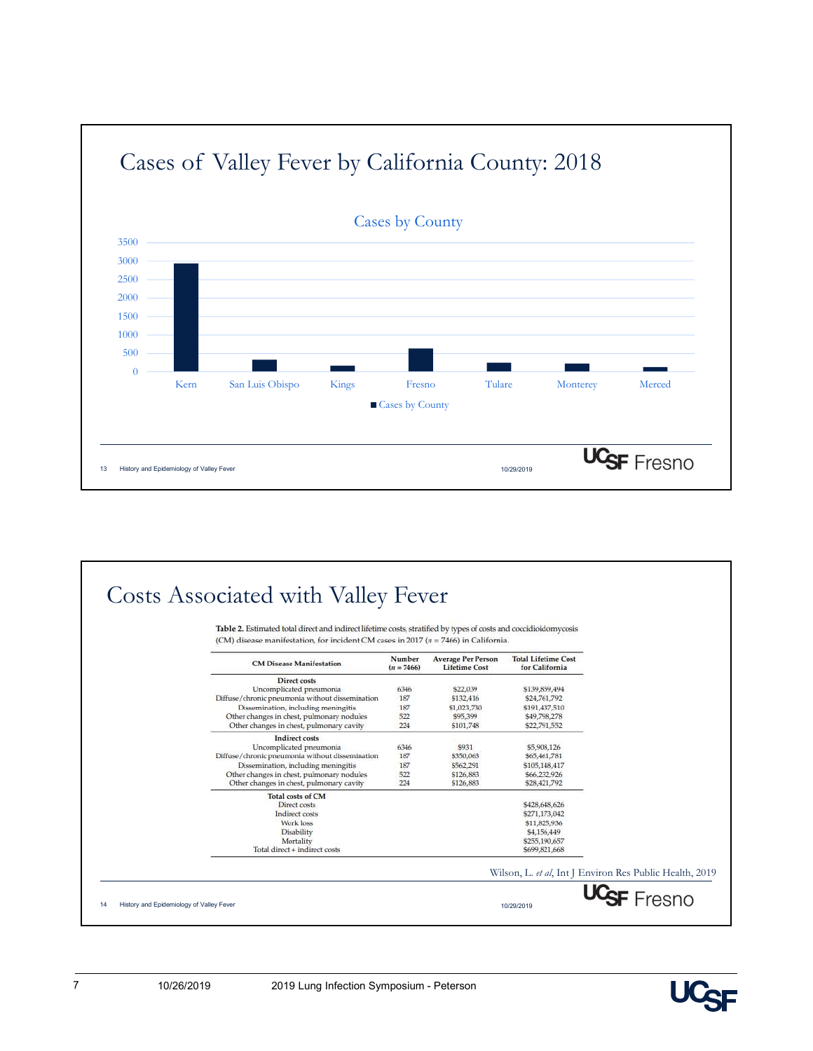# Cases of Valley Fever by California County: 2018

Cases by County

3500
3000
2500
2000
1500
1000
500
0

Kern
San Luis Obispo
Kings
Fresno
Tulare
Monterey
Merced

Cases by County

# Costs Associated with Valley Fever

**Table 2.** Estimated total direct and indirect lifetime costs, stratified by types of costs and coccidioidomycosis (CM) disease manifestation, for incident CM cases in 2017 (*n* = 7466) in California.

| CM Disease Manifestation | Number (*n* = 7466) | Average Per Person Lifetime Cost | Total Lifetime Cost for California |
|---|---|---|---|
| **Direct costs** | | | |
| Uncomplicated pneumonia | 6346 | $22,039 | $139,859,494 |
| Diffuse/chronic pneumonia without dissemination | 187 | $132,416 | $24,761,792 |
| Dissemination, including meningitis | 187 | $1,023,730 | $191,437,510 |
| Other changes in chest, pulmonary nodules | 522 | $95,399 | $49,798,278 |
| Other changes in chest, pulmonary cavity | 224 | $101,748 | $22,791,552 |
| **Indirect costs** | | | |
| Uncomplicated pneumonia | 6346 | $931 | $5,908,126 |
| Diffuse/chronic pneumonia without dissemination | 187 | $350,063 | $65,461,781 |
| Dissemination, including meningitis | 187 | $562,291 | $105,148,417 |
| Other changes in chest, pulmonary nodules | 522 | $126,883 | $66,232,926 |
| Other changes in chest, pulmonary cavity | 224 | $126,883 | $28,421,792 |
| **Total costs of CM** | | | |
| Direct costs | | | $428,648,626 |
| Indirect costs | | | $271,173,042 |
| Work loss | | | $11,825,936 |
| Disability | | | $4,156,449 |
| Mortality | | | $255,190,657 |
| Total direct + indirect costs | | | $699,821,668 |

Wilson, L. *et al*, Int J Environ Res Public Health, 2019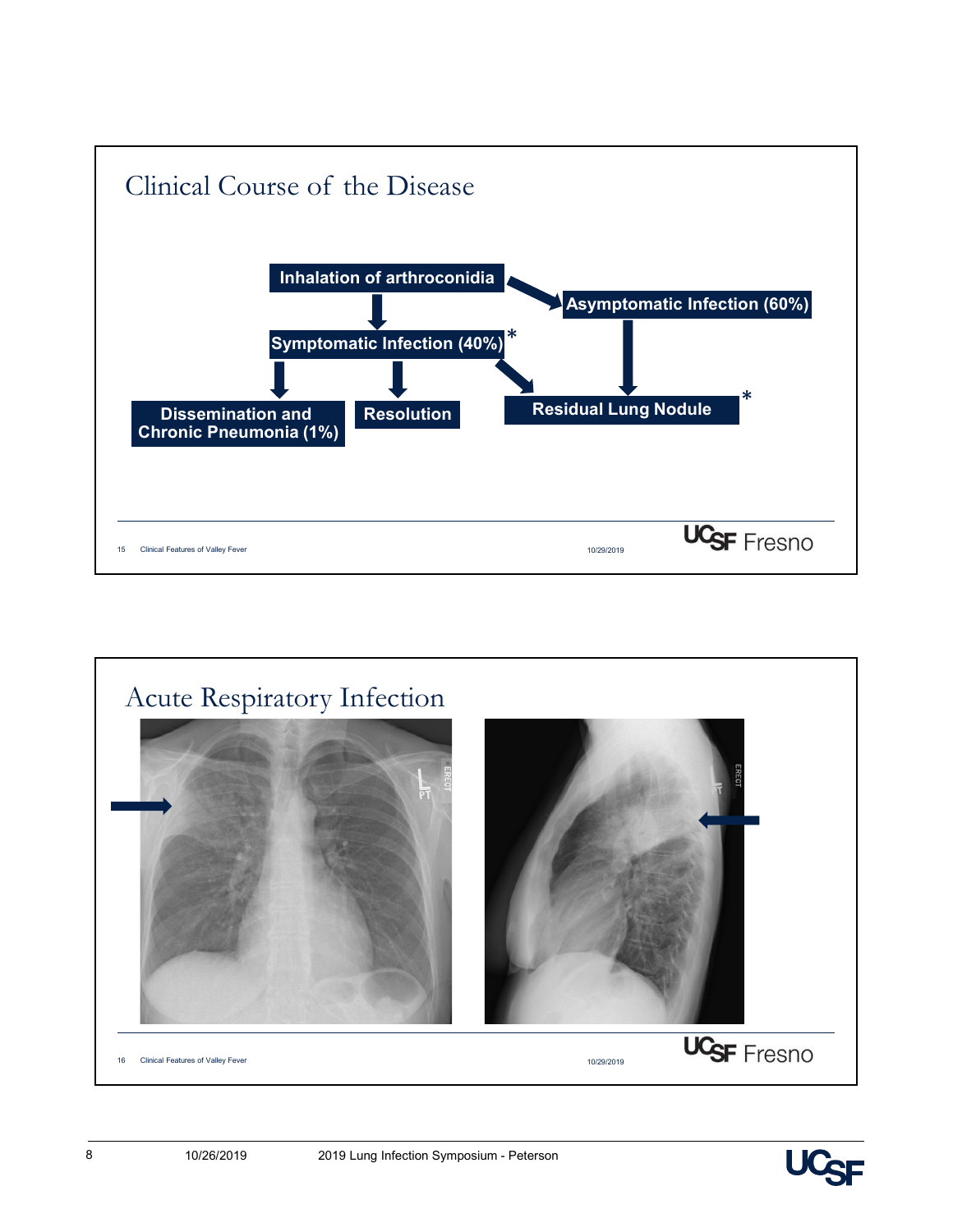## Clinical Course of the Disease

- Inhalation of arthroconidia
  - Symptomatic Infection (40%)*
    - Dissemination and Chronic Pneumonia (1%)
    - Resolution
    - Residual Lung Nodule*
  - Asymptomatic Infection (60%)
    - Residual Lung Nodule*

## Acute Respiratory Infection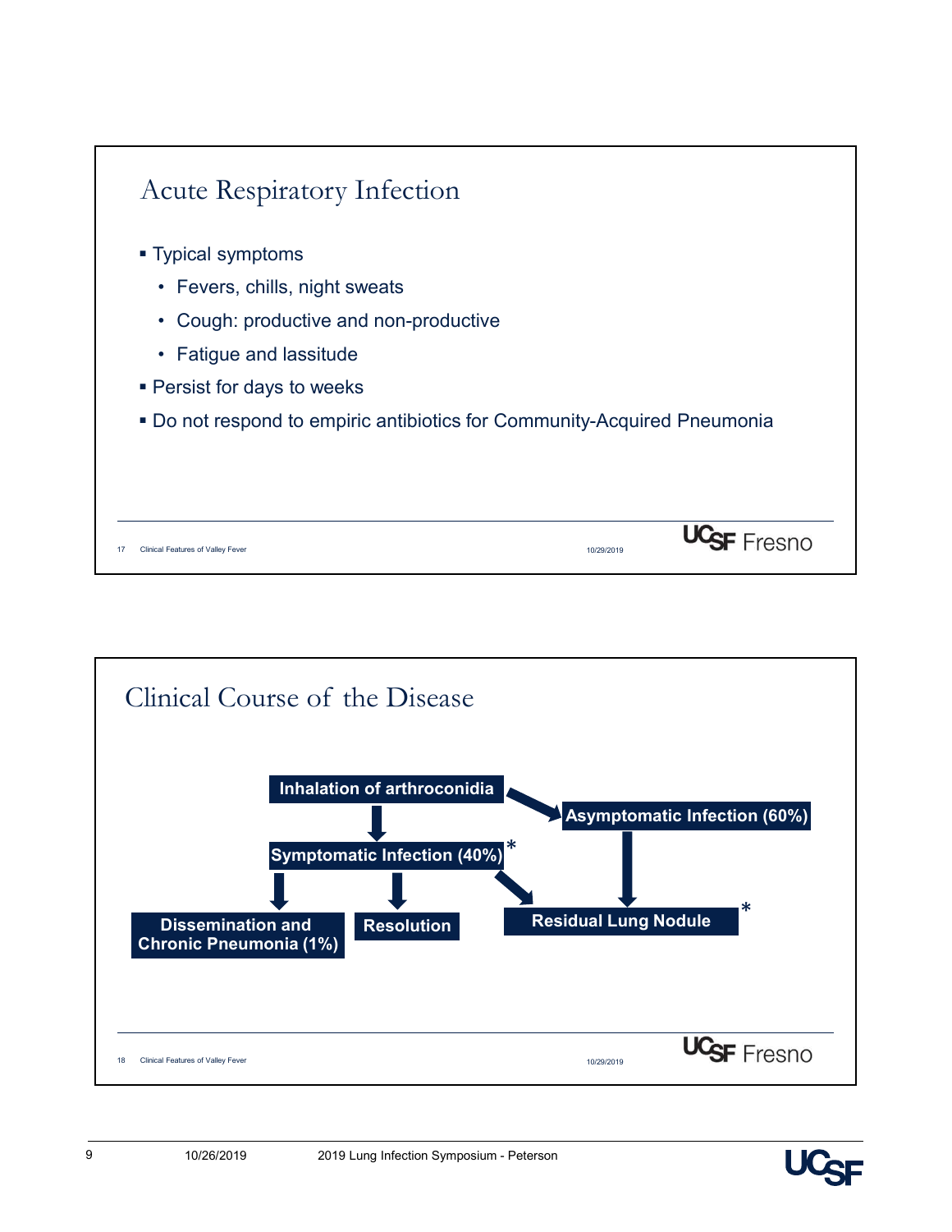## Acute Respiratory Infection

- Typical symptoms
  - Fevers, chills, night sweats
  - Cough: productive and non-productive
  - Fatigue and lassitude
- Persist for days to weeks
- Do not respond to empiric antibiotics for Community-Acquired Pneumonia

## Clinical Course of the Disease

Inhalation of arthroconidia

Asymptomatic Infection (60%)

Symptomatic Infection (40%)*

Dissemination and Chronic Pneumonia (1%)

Resolution

Residual Lung Nodule*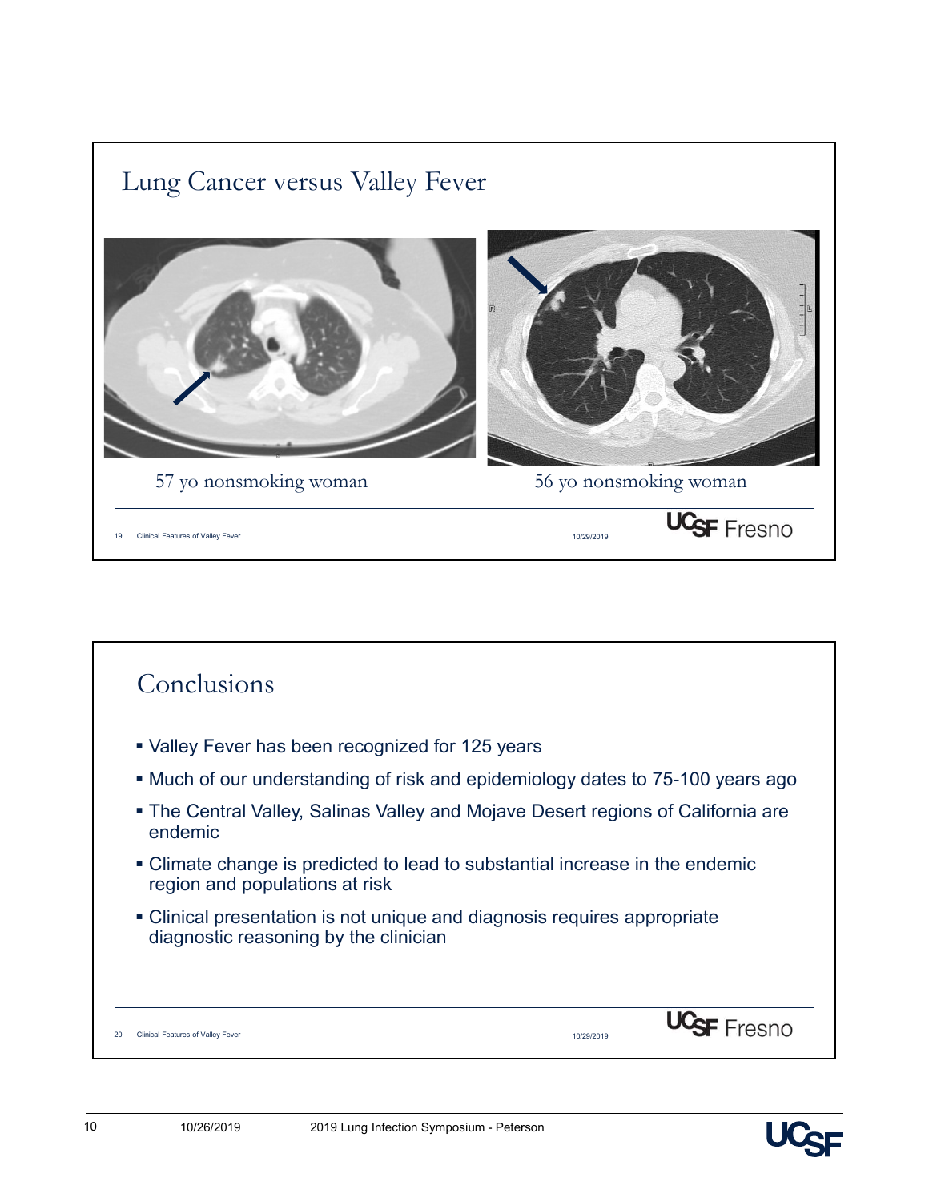## Lung Cancer versus Valley Fever

57 yo nonsmoking woman

56 yo nonsmoking woman

## Conclusions

- Valley Fever has been recognized for 125 years
- Much of our understanding of risk and epidemiology dates to 75-100 years ago
- The Central Valley, Salinas Valley and Mojave Desert regions of California are endemic
- Climate change is predicted to lead to substantial increase in the endemic region and populations at risk
- Clinical presentation is not unique and diagnosis requires appropriate diagnostic reasoning by the clinician